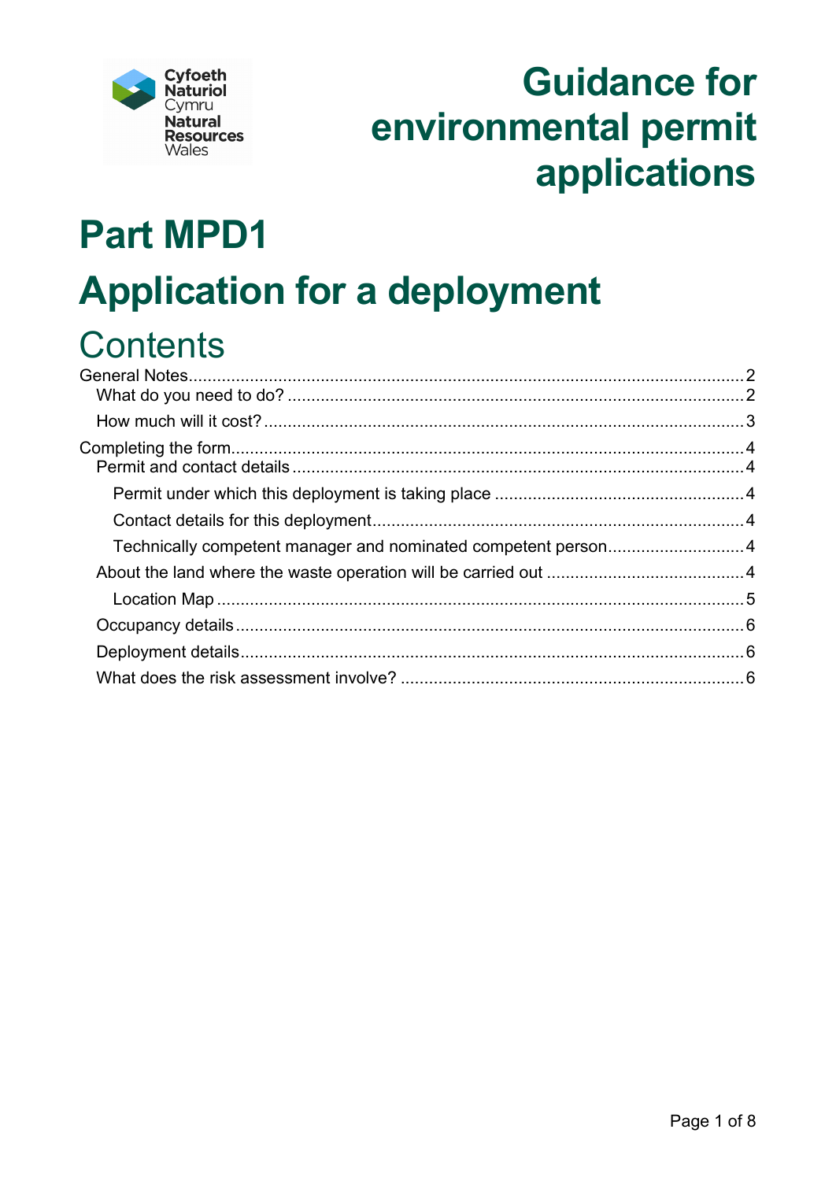Cyfoeth Naturiol Cymru
Natural Resources Wales

# Guidance for environmental permit applications

# Part MPD1

# Application for a deployment

## Contents

General Notes....2
- What do you need to do? ....2
- How much will it cost? ....3

Completing the form....4
- Permit and contact details ....4
  - Permit under which this deployment is taking place ....4
  - Contact details for this deployment....4
  - Technically competent manager and nominated competent person....4
- About the land where the waste operation will be carried out ....4
  - Location Map ....5
- Occupancy details....6
- Deployment details....6
- What does the risk assessment involve? ....6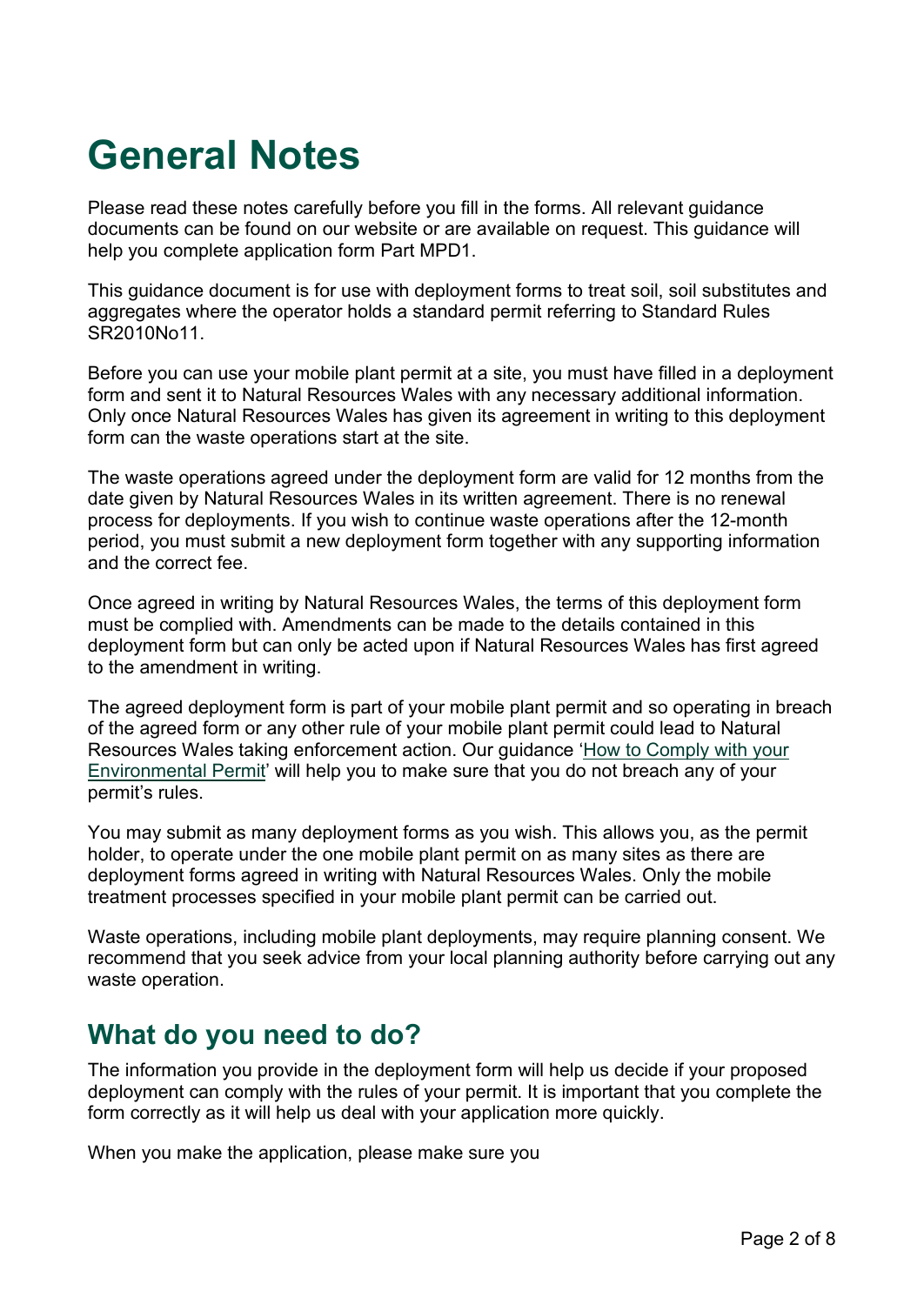# General Notes

Please read these notes carefully before you fill in the forms. All relevant guidance documents can be found on our website or are available on request. This guidance will help you complete application form Part MPD1.

This guidance document is for use with deployment forms to treat soil, soil substitutes and aggregates where the operator holds a standard permit referring to Standard Rules SR2010No11.

Before you can use your mobile plant permit at a site, you must have filled in a deployment form and sent it to Natural Resources Wales with any necessary additional information. Only once Natural Resources Wales has given its agreement in writing to this deployment form can the waste operations start at the site.

The waste operations agreed under the deployment form are valid for 12 months from the date given by Natural Resources Wales in its written agreement. There is no renewal process for deployments. If you wish to continue waste operations after the 12-month period, you must submit a new deployment form together with any supporting information and the correct fee.

Once agreed in writing by Natural Resources Wales, the terms of this deployment form must be complied with. Amendments can be made to the details contained in this deployment form but can only be acted upon if Natural Resources Wales has first agreed to the amendment in writing.

The agreed deployment form is part of your mobile plant permit and so operating in breach of the agreed form or any other rule of your mobile plant permit could lead to Natural Resources Wales taking enforcement action. Our guidance 'How to Comply with your Environmental Permit' will help you to make sure that you do not breach any of your permit's rules.

You may submit as many deployment forms as you wish. This allows you, as the permit holder, to operate under the one mobile plant permit on as many sites as there are deployment forms agreed in writing with Natural Resources Wales. Only the mobile treatment processes specified in your mobile plant permit can be carried out.

Waste operations, including mobile plant deployments, may require planning consent. We recommend that you seek advice from your local planning authority before carrying out any waste operation.

## What do you need to do?

The information you provide in the deployment form will help us decide if your proposed deployment can comply with the rules of your permit. It is important that you complete the form correctly as it will help us deal with your application more quickly.

When you make the application, please make sure you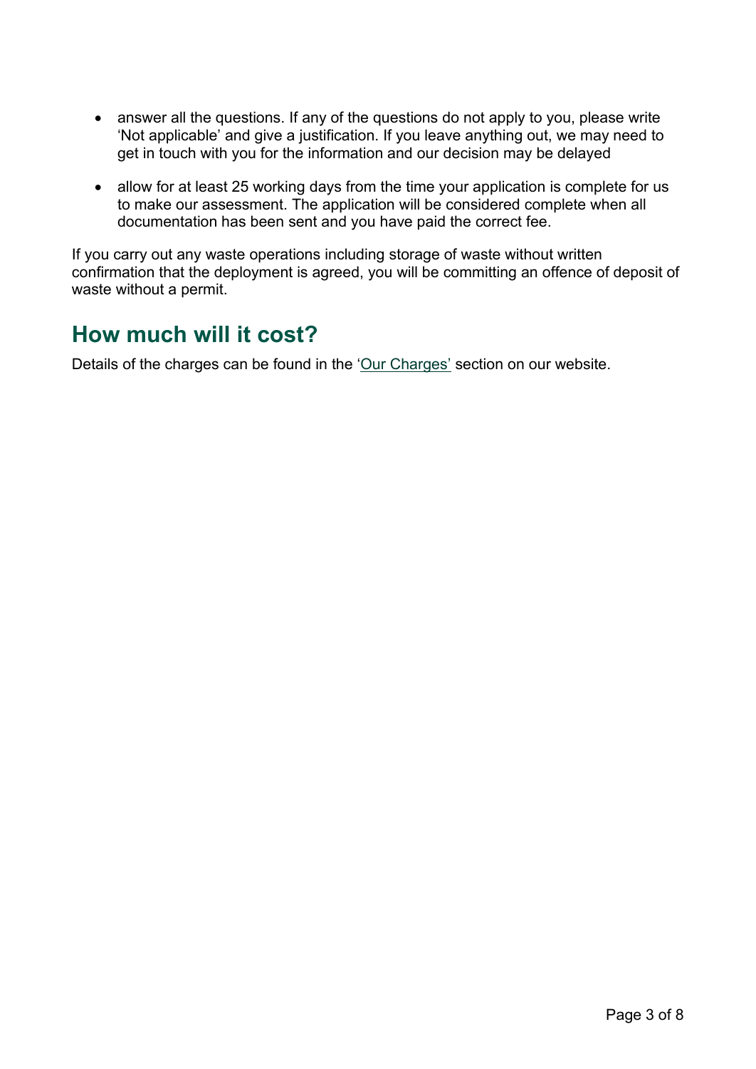- answer all the questions. If any of the questions do not apply to you, please write 'Not applicable' and give a justification. If you leave anything out, we may need to get in touch with you for the information and our decision may be delayed
- allow for at least 25 working days from the time your application is complete for us to make our assessment. The application will be considered complete when all documentation has been sent and you have paid the correct fee.

If you carry out any waste operations including storage of waste without written confirmation that the deployment is agreed, you will be committing an offence of deposit of waste without a permit.

## How much will it cost?

Details of the charges can be found in the 'Our Charges' section on our website.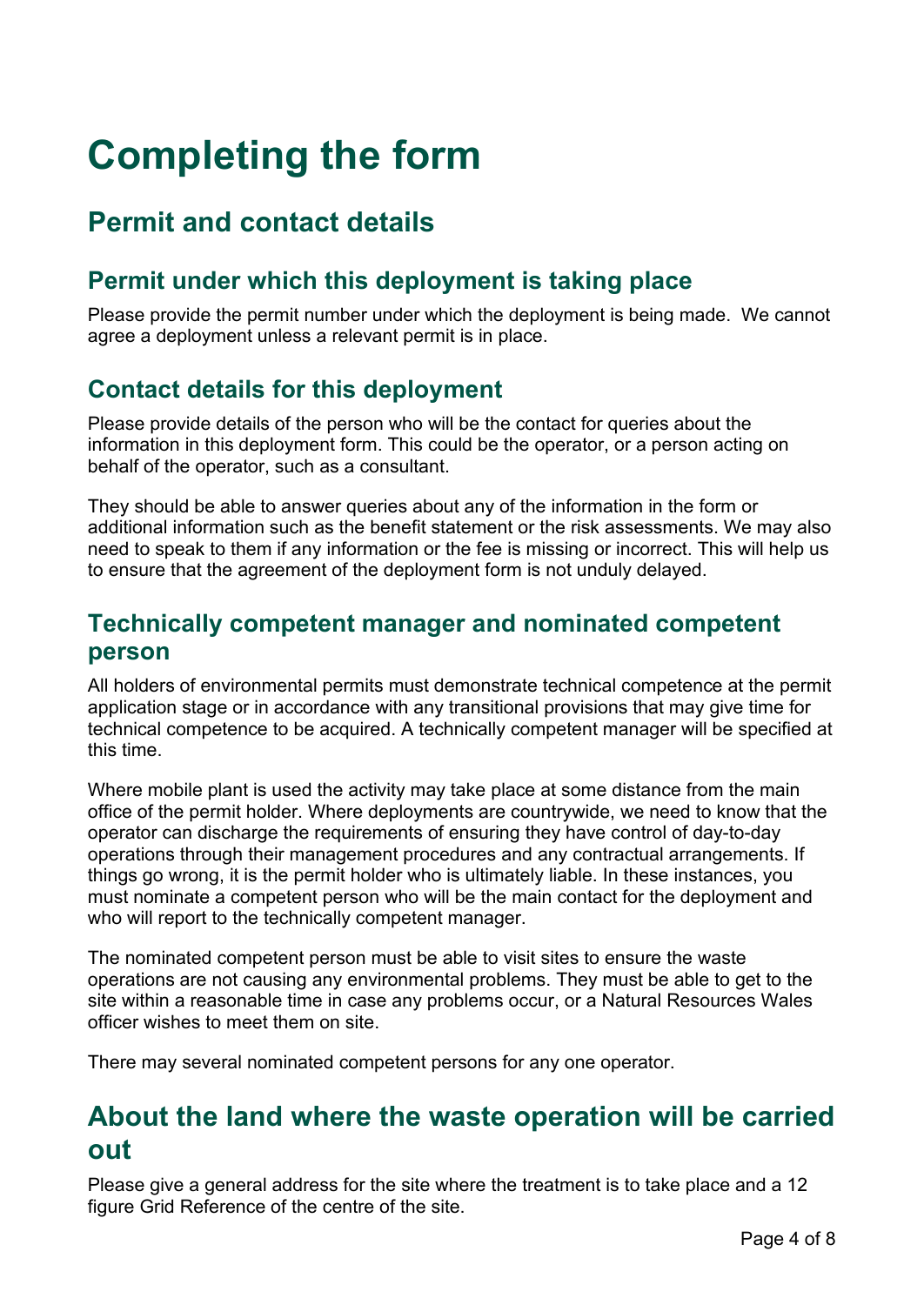# Completing the form

## Permit and contact details

### Permit under which this deployment is taking place

Please provide the permit number under which the deployment is being made. We cannot agree a deployment unless a relevant permit is in place.

### Contact details for this deployment

Please provide details of the person who will be the contact for queries about the information in this deployment form. This could be the operator, or a person acting on behalf of the operator, such as a consultant.

They should be able to answer queries about any of the information in the form or additional information such as the benefit statement or the risk assessments. We may also need to speak to them if any information or the fee is missing or incorrect. This will help us to ensure that the agreement of the deployment form is not unduly delayed.

### Technically competent manager and nominated competent person

All holders of environmental permits must demonstrate technical competence at the permit application stage or in accordance with any transitional provisions that may give time for technical competence to be acquired. A technically competent manager will be specified at this time.

Where mobile plant is used the activity may take place at some distance from the main office of the permit holder. Where deployments are countrywide, we need to know that the operator can discharge the requirements of ensuring they have control of day-to-day operations through their management procedures and any contractual arrangements. If things go wrong, it is the permit holder who is ultimately liable. In these instances, you must nominate a competent person who will be the main contact for the deployment and who will report to the technically competent manager.

The nominated competent person must be able to visit sites to ensure the waste operations are not causing any environmental problems. They must be able to get to the site within a reasonable time in case any problems occur, or a Natural Resources Wales officer wishes to meet them on site.

There may several nominated competent persons for any one operator.

## About the land where the waste operation will be carried out

Please give a general address for the site where the treatment is to take place and a 12 figure Grid Reference of the centre of the site.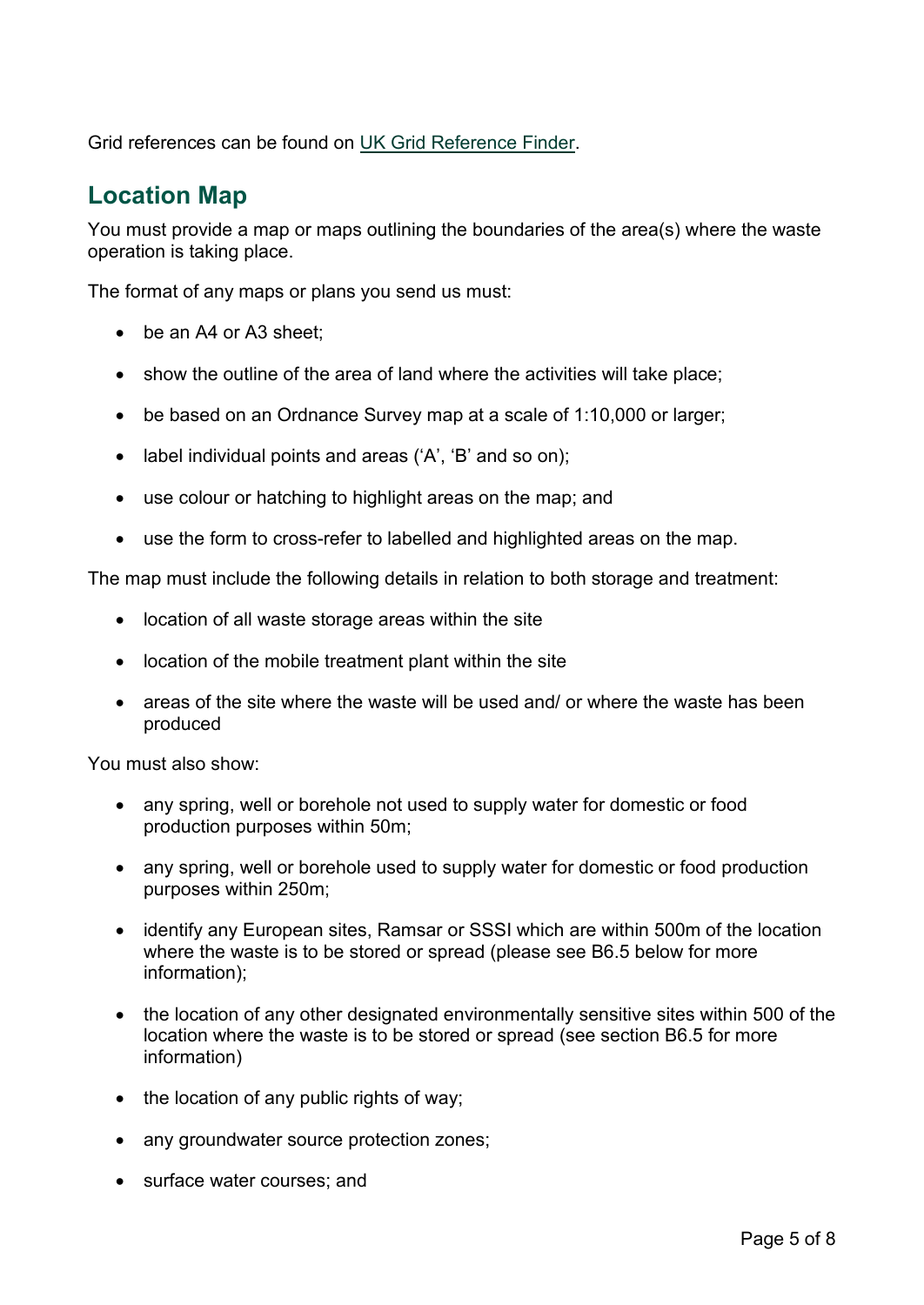Grid references can be found on [UK Grid Reference Finder](UK Grid Reference Finder).

## Location Map

You must provide a map or maps outlining the boundaries of the area(s) where the waste operation is taking place.

The format of any maps or plans you send us must:

- be an A4 or A3 sheet;
- show the outline of the area of land where the activities will take place;
- be based on an Ordnance Survey map at a scale of 1:10,000 or larger;
- label individual points and areas ('A', 'B' and so on);
- use colour or hatching to highlight areas on the map; and
- use the form to cross-refer to labelled and highlighted areas on the map.

The map must include the following details in relation to both storage and treatment:

- location of all waste storage areas within the site
- location of the mobile treatment plant within the site
- areas of the site where the waste will be used and/ or where the waste has been produced

You must also show:

- any spring, well or borehole not used to supply water for domestic or food production purposes within 50m;
- any spring, well or borehole used to supply water for domestic or food production purposes within 250m;
- identify any European sites, Ramsar or SSSI which are within 500m of the location where the waste is to be stored or spread (please see B6.5 below for more information);
- the location of any other designated environmentally sensitive sites within 500 of the location where the waste is to be stored or spread (see section B6.5 for more information)
- the location of any public rights of way;
- any groundwater source protection zones;
- surface water courses; and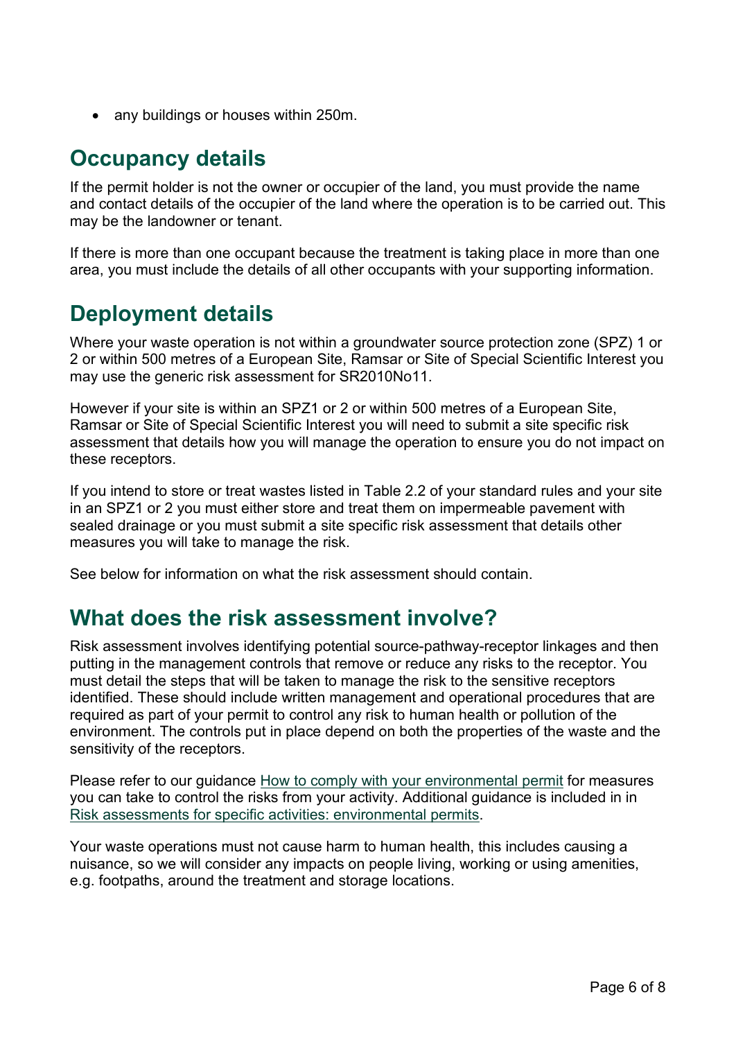- any buildings or houses within 250m.

## Occupancy details

If the permit holder is not the owner or occupier of the land, you must provide the name and contact details of the occupier of the land where the operation is to be carried out. This may be the landowner or tenant.

If there is more than one occupant because the treatment is taking place in more than one area, you must include the details of all other occupants with your supporting information.

## Deployment details

Where your waste operation is not within a groundwater source protection zone (SPZ) 1 or 2 or within 500 metres of a European Site, Ramsar or Site of Special Scientific Interest you may use the generic risk assessment for SR2010No11.

However if your site is within an SPZ1 or 2 or within 500 metres of a European Site, Ramsar or Site of Special Scientific Interest you will need to submit a site specific risk assessment that details how you will manage the operation to ensure you do not impact on these receptors.

If you intend to store or treat wastes listed in Table 2.2 of your standard rules and your site in an SPZ1 or 2 you must either store and treat them on impermeable pavement with sealed drainage or you must submit a site specific risk assessment that details other measures you will take to manage the risk.

See below for information on what the risk assessment should contain.

## What does the risk assessment involve?

Risk assessment involves identifying potential source-pathway-receptor linkages and then putting in the management controls that remove or reduce any risks to the receptor. You must detail the steps that will be taken to manage the risk to the sensitive receptors identified. These should include written management and operational procedures that are required as part of your permit to control any risk to human health or pollution of the environment. The controls put in place depend on both the properties of the waste and the sensitivity of the receptors.

Please refer to our guidance [How to comply with your environmental permit] for measures you can take to control the risks from your activity. Additional guidance is included in in [Risk assessments for specific activities: environmental permits].

Your waste operations must not cause harm to human health, this includes causing a nuisance, so we will consider any impacts on people living, working or using amenities, e.g. footpaths, around the treatment and storage locations.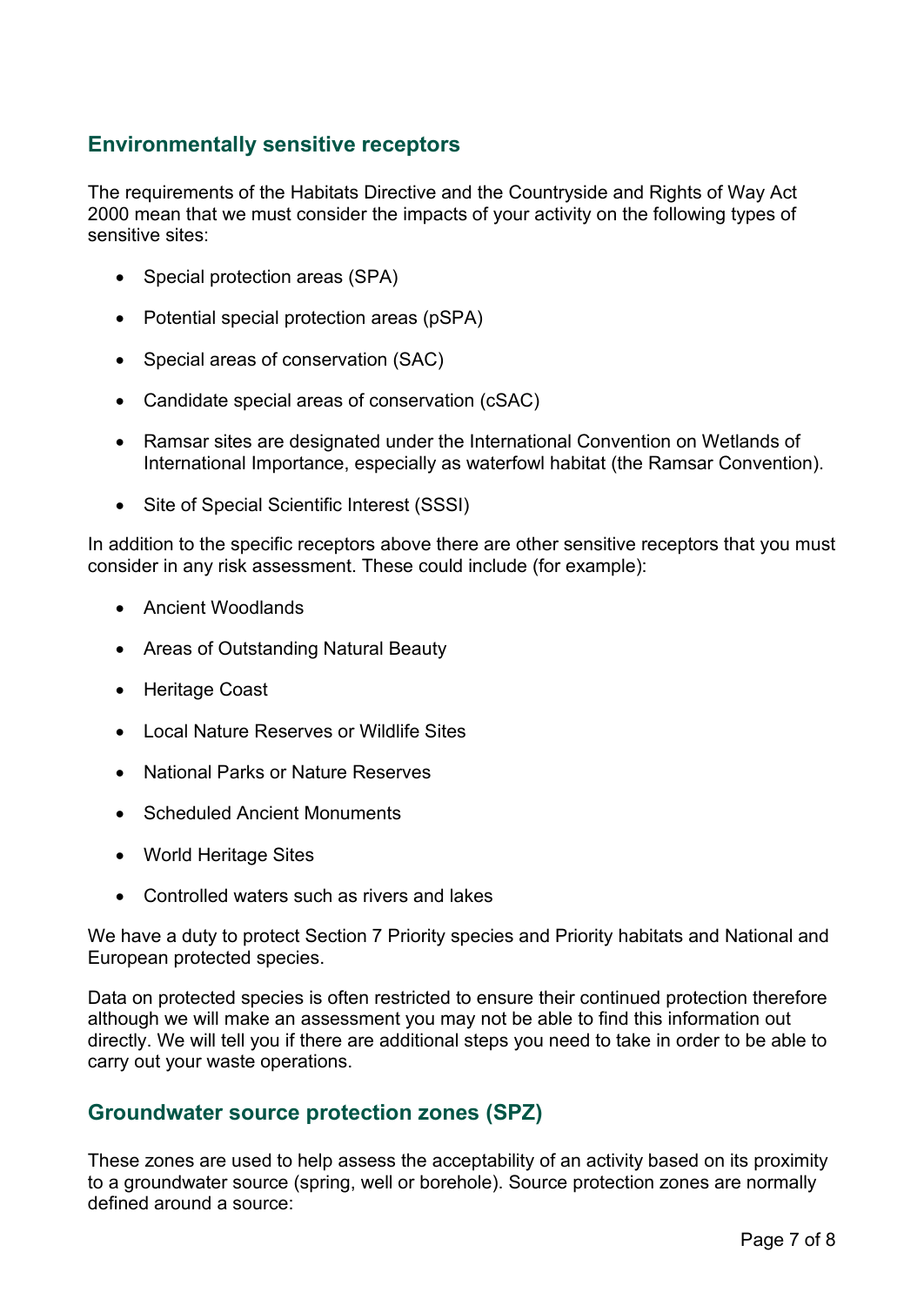## Environmentally sensitive receptors

The requirements of the Habitats Directive and the Countryside and Rights of Way Act 2000 mean that we must consider the impacts of your activity on the following types of sensitive sites:

- Special protection areas (SPA)
- Potential special protection areas (pSPA)
- Special areas of conservation (SAC)
- Candidate special areas of conservation (cSAC)
- Ramsar sites are designated under the International Convention on Wetlands of International Importance, especially as waterfowl habitat (the Ramsar Convention).
- Site of Special Scientific Interest (SSSI)

In addition to the specific receptors above there are other sensitive receptors that you must consider in any risk assessment. These could include (for example):

- Ancient Woodlands
- Areas of Outstanding Natural Beauty
- Heritage Coast
- Local Nature Reserves or Wildlife Sites
- National Parks or Nature Reserves
- Scheduled Ancient Monuments
- World Heritage Sites
- Controlled waters such as rivers and lakes

We have a duty to protect Section 7 Priority species and Priority habitats and National and European protected species.

Data on protected species is often restricted to ensure their continued protection therefore although we will make an assessment you may not be able to find this information out directly. We will tell you if there are additional steps you need to take in order to be able to carry out your waste operations.

## Groundwater source protection zones (SPZ)

These zones are used to help assess the acceptability of an activity based on its proximity to a groundwater source (spring, well or borehole). Source protection zones are normally defined around a source: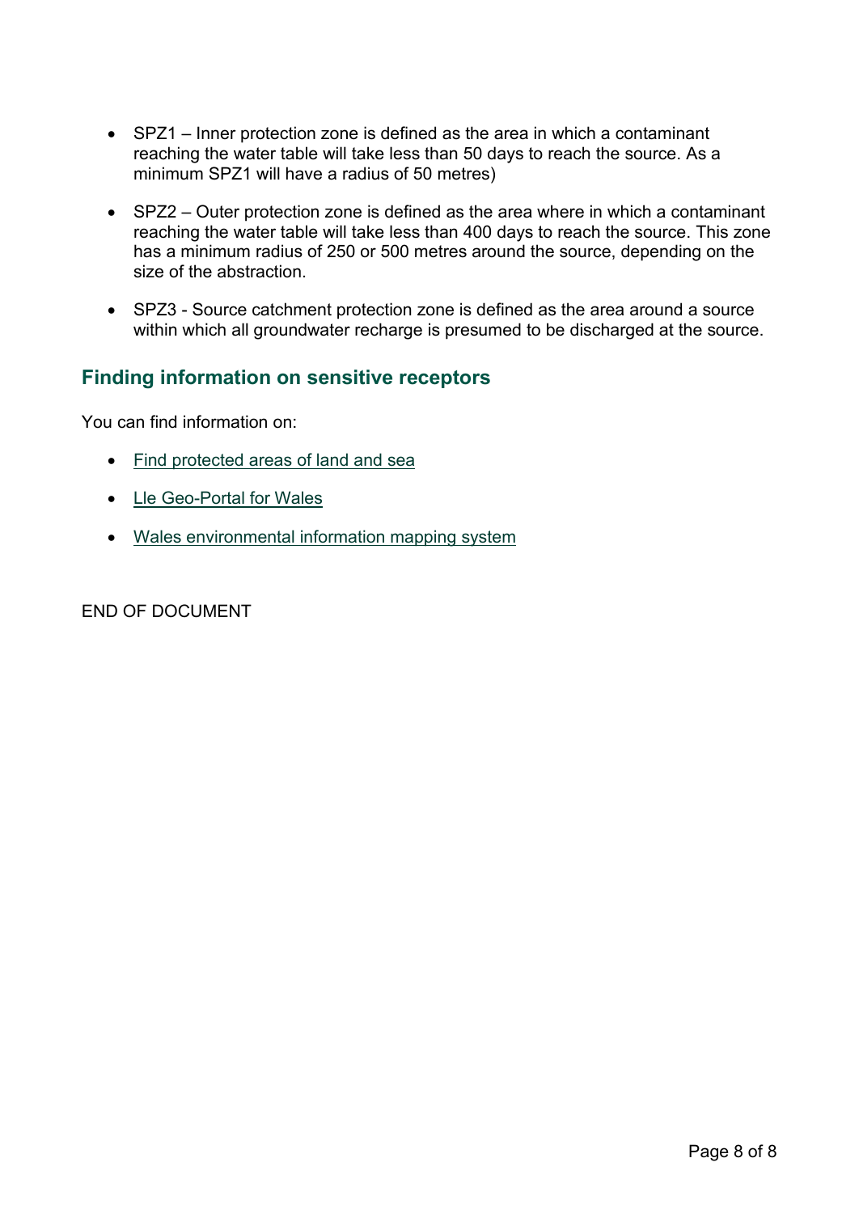- SPZ1 – Inner protection zone is defined as the area in which a contaminant reaching the water table will take less than 50 days to reach the source. As a minimum SPZ1 will have a radius of 50 metres)

- SPZ2 – Outer protection zone is defined as the area where in which a contaminant reaching the water table will take less than 400 days to reach the source. This zone has a minimum radius of 250 or 500 metres around the source, depending on the size of the abstraction.

- SPZ3 - Source catchment protection zone is defined as the area around a source within which all groundwater recharge is presumed to be discharged at the source.

## Finding information on sensitive receptors

You can find information on:

- Find protected areas of land and sea
- Lle Geo-Portal for Wales
- Wales environmental information mapping system

END OF DOCUMENT